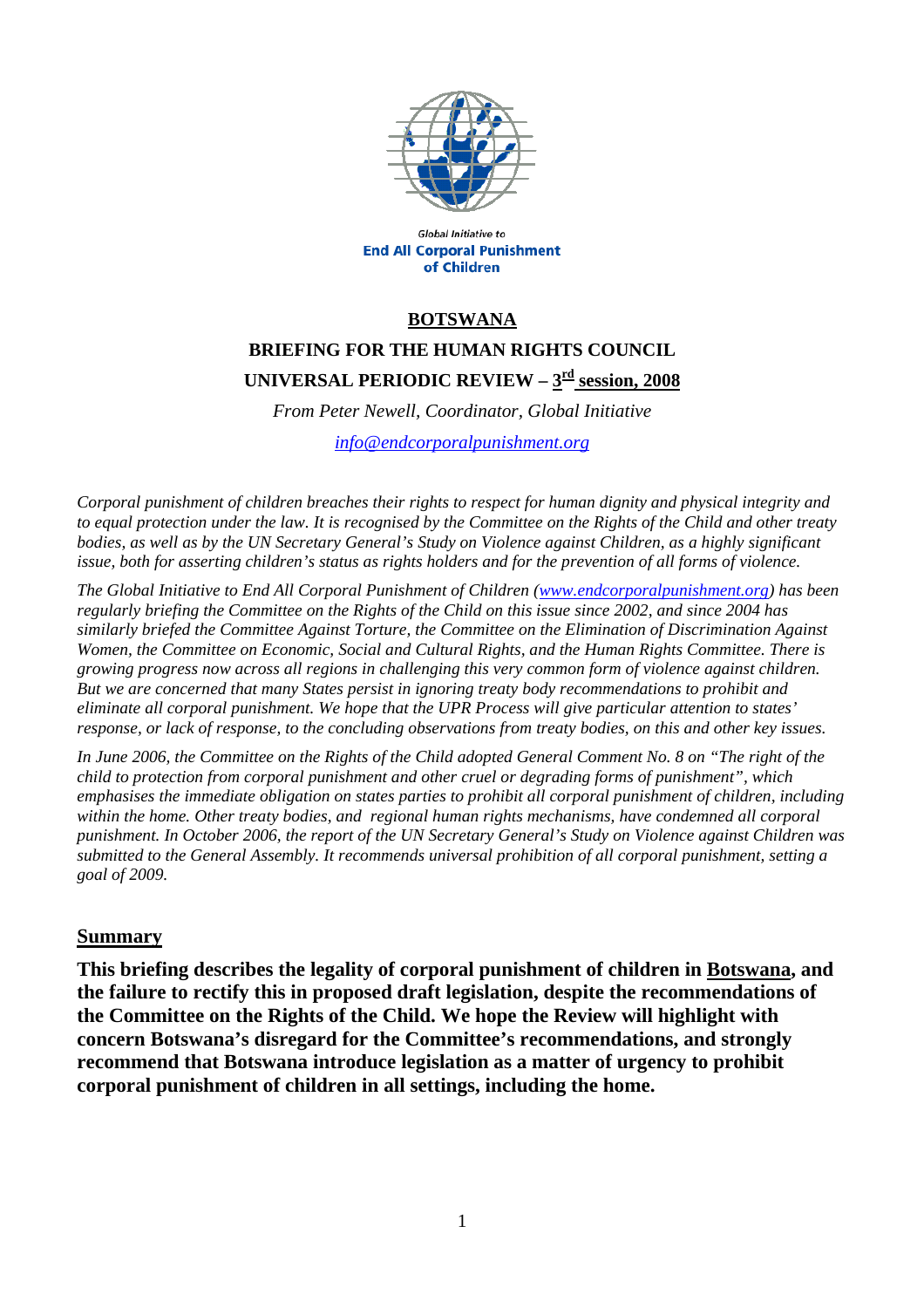Global Initiative to
**End All Corporal Punishment of Children**

# BOTSWANA

## BRIEFING FOR THE HUMAN RIGHTS COUNCIL

## UNIVERSAL PERIODIC REVIEW – 3rd session, 2008

*From Peter Newell, Coordinator, Global Initiative*

*info@endcorporalpunishment.org*

*Corporal punishment of children breaches their rights to respect for human dignity and physical integrity and to equal protection under the law. It is recognised by the Committee on the Rights of the Child and other treaty bodies, as well as by the UN Secretary General's Study on Violence against Children, as a highly significant issue, both for asserting children's status as rights holders and for the prevention of all forms of violence.*

*The Global Initiative to End All Corporal Punishment of Children (www.endcorporalpunishment.org) has been regularly briefing the Committee on the Rights of the Child on this issue since 2002, and since 2004 has similarly briefed the Committee Against Torture, the Committee on the Elimination of Discrimination Against Women, the Committee on Economic, Social and Cultural Rights, and the Human Rights Committee. There is growing progress now across all regions in challenging this very common form of violence against children. But we are concerned that many States persist in ignoring treaty body recommendations to prohibit and eliminate all corporal punishment. We hope that the UPR Process will give particular attention to states' response, or lack of response, to the concluding observations from treaty bodies, on this and other key issues.*

*In June 2006, the Committee on the Rights of the Child adopted General Comment No. 8 on "The right of the child to protection from corporal punishment and other cruel or degrading forms of punishment", which emphasises the immediate obligation on states parties to prohibit all corporal punishment of children, including within the home. Other treaty bodies, and regional human rights mechanisms, have condemned all corporal punishment. In October 2006, the report of the UN Secretary General's Study on Violence against Children was submitted to the General Assembly. It recommends universal prohibition of all corporal punishment, setting a goal of 2009.*

## Summary

**This briefing describes the legality of corporal punishment of children in Botswana, and the failure to rectify this in proposed draft legislation, despite the recommendations of the Committee on the Rights of the Child. We hope the Review will highlight with concern Botswana's disregard for the Committee's recommendations, and strongly recommend that Botswana introduce legislation as a matter of urgency to prohibit corporal punishment of children in all settings, including the home.**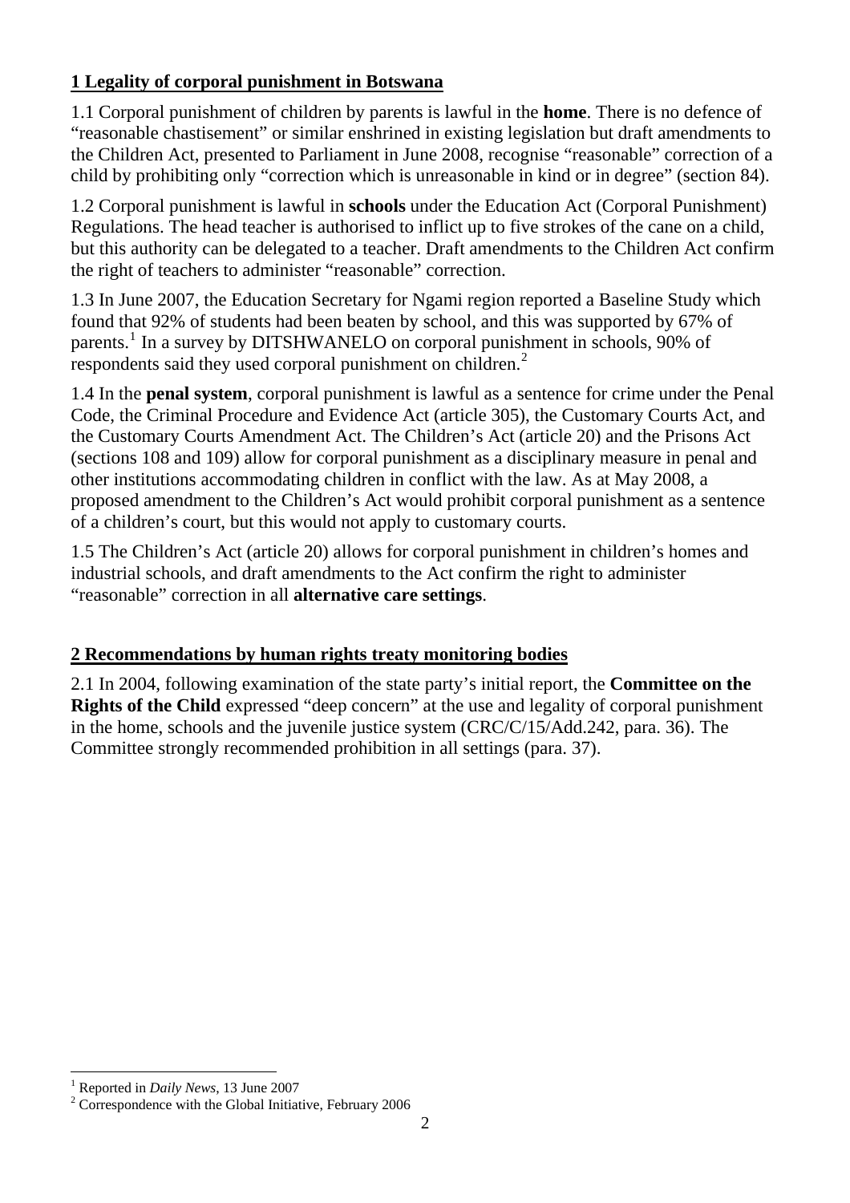## 1 Legality of corporal punishment in Botswana

1.1 Corporal punishment of children by parents is lawful in the **home**. There is no defence of "reasonable chastisement" or similar enshrined in existing legislation but draft amendments to the Children Act, presented to Parliament in June 2008, recognise "reasonable" correction of a child by prohibiting only "correction which is unreasonable in kind or in degree" (section 84).

1.2 Corporal punishment is lawful in **schools** under the Education Act (Corporal Punishment) Regulations. The head teacher is authorised to inflict up to five strokes of the cane on a child, but this authority can be delegated to a teacher. Draft amendments to the Children Act confirm the right of teachers to administer "reasonable" correction.

1.3 In June 2007, the Education Secretary for Ngami region reported a Baseline Study which found that 92% of students had been beaten by school, and this was supported by 67% of parents.[1] In a survey by DITSHWANELO on corporal punishment in schools, 90% of respondents said they used corporal punishment on children.[2]

1.4 In the **penal system**, corporal punishment is lawful as a sentence for crime under the Penal Code, the Criminal Procedure and Evidence Act (article 305), the Customary Courts Act, and the Customary Courts Amendment Act. The Children's Act (article 20) and the Prisons Act (sections 108 and 109) allow for corporal punishment as a disciplinary measure in penal and other institutions accommodating children in conflict with the law. As at May 2008, a proposed amendment to the Children's Act would prohibit corporal punishment as a sentence of a children's court, but this would not apply to customary courts.

1.5 The Children's Act (article 20) allows for corporal punishment in children's homes and industrial schools, and draft amendments to the Act confirm the right to administer "reasonable" correction in all **alternative care settings**.

## 2 Recommendations by human rights treaty monitoring bodies

2.1 In 2004, following examination of the state party's initial report, the **Committee on the Rights of the Child** expressed "deep concern" at the use and legality of corporal punishment in the home, schools and the juvenile justice system (CRC/C/15/Add.242, para. 36). The Committee strongly recommended prohibition in all settings (para. 37).

---

[1] Reported in *Daily News*, 13 June 2007

[2] Correspondence with the Global Initiative, February 2006